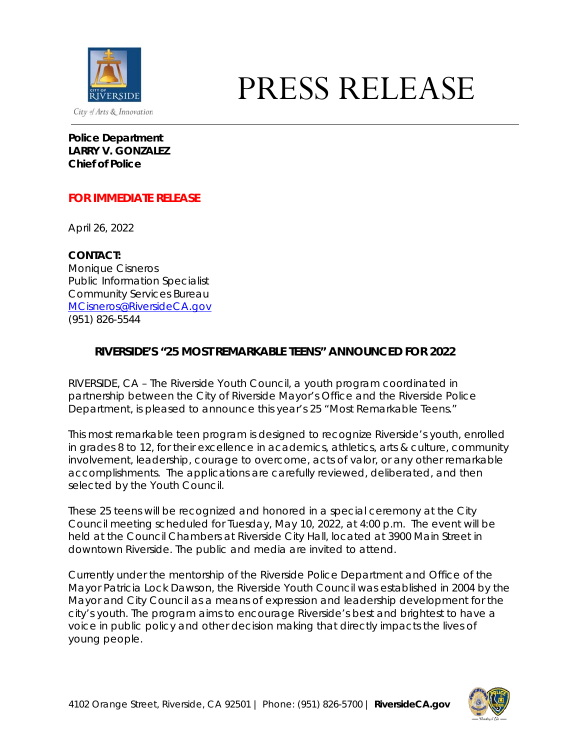City of Arts & Innovation

# PRESS RELEASE

**Police Department**
**LARRY V. GONZALEZ**
**Chief of Police**

**FOR IMMEDIATE RELEASE**

April 26, 2022

**CONTACT:**
Monique Cisneros
Public Information Specialist
Community Services Bureau
MCisneros@RiversideCA.gov
(951) 826-5544

## RIVERSIDE'S "25 MOST REMARKABLE TEENS" ANNOUNCED FOR 2022

RIVERSIDE, CA – The Riverside Youth Council, a youth program coordinated in partnership between the City of Riverside Mayor's Office and the Riverside Police Department, is pleased to announce this year's 25 "Most Remarkable Teens."

This most remarkable teen program is designed to recognize Riverside's youth, enrolled in grades 8 to 12, for their excellence in academics, athletics, arts & culture, community involvement, leadership, courage to overcome, acts of valor, or any other remarkable accomplishments. The applications are carefully reviewed, deliberated, and then selected by the Youth Council.

These 25 teens will be recognized and honored in a special ceremony at the City Council meeting scheduled for Tuesday, May 10, 2022, at 4:00 p.m. The event will be held at the Council Chambers at Riverside City Hall, located at 3900 Main Street in downtown Riverside. The public and media are invited to attend.

Currently under the mentorship of the Riverside Police Department and Office of the Mayor Patricia Lock Dawson, the Riverside Youth Council was established in 2004 by the Mayor and City Council as a means of expression and leadership development for the city's youth. The program aims to encourage Riverside's best and brightest to have a voice in public policy and other decision making that directly impacts the lives of young people.

4102 Orange Street, Riverside, CA 92501 | Phone: (951) 826-5700 | **RiversideCA.gov**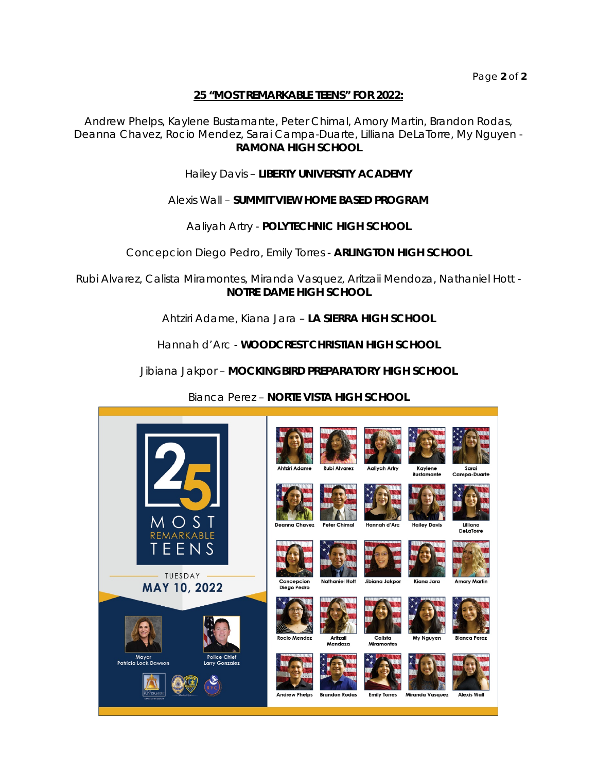## 25 "MOST REMARKABLE TEENS" FOR 2022:

Andrew Phelps, Kaylene Bustamante, Peter Chimal, Amory Martin, Brandon Rodas, Deanna Chavez, Rocio Mendez, Sarai Campa-Duarte, Lilliana DeLaTorre, My Nguyen - **RAMONA HIGH SCHOOL**

Hailey Davis – **LIBERTY UNIVERSITY ACADEMY**

Alexis Wall – **SUMMITVIEW HOME BASED PROGRAM**

Aaliyah Artry - **POLYTECHNIC HIGH SCHOOL**

Concepcion Diego Pedro, Emily Torres - **ARLINGTON HIGH SCHOOL**

Rubi Alvarez, Calista Miramontes, Miranda Vasquez, Aritzaii Mendoza, Nathaniel Hott - **NOTRE DAME HIGH SCHOOL**

Ahtziri Adame, Kiana Jara – **LA SIERRA HIGH SCHOOL**

Hannah d'Arc - **WOODCREST CHRISTIAN HIGH SCHOOL**

Jibiana Jakpor – **MOCKINGBIRD PREPARATORY HIGH SCHOOL**

Bianca Perez – **NORTE VISTA HIGH SCHOOL**

25 MOST REMARKABLE TEENS

TUESDAY
MAY 10, 2022

Mayor
Patricia Lock Dawson

Police Chief
Larry Gonzalez

Ahtziri Adame
Rubi Alvarez
Aaliyah Artry
Kaylene Bustamante
Sarai Campa-Duarte
Deanna Chavez
Peter Chimal
Hannah d'Arc
Hailey Davis
Lilliana DeLaTorre
Concepcion Diego Pedro
Nathaniel Hott
Jibiana Jakpor
Kiana Jara
Amory Martin
Rocio Mendez
Aritzaii Mendoza
Calista Miramontes
My Nguyen
Bianca Perez
Andrew Phelps
Brandon Rodas
Emily Torres
Miranda Vasquez
Alexis Wall